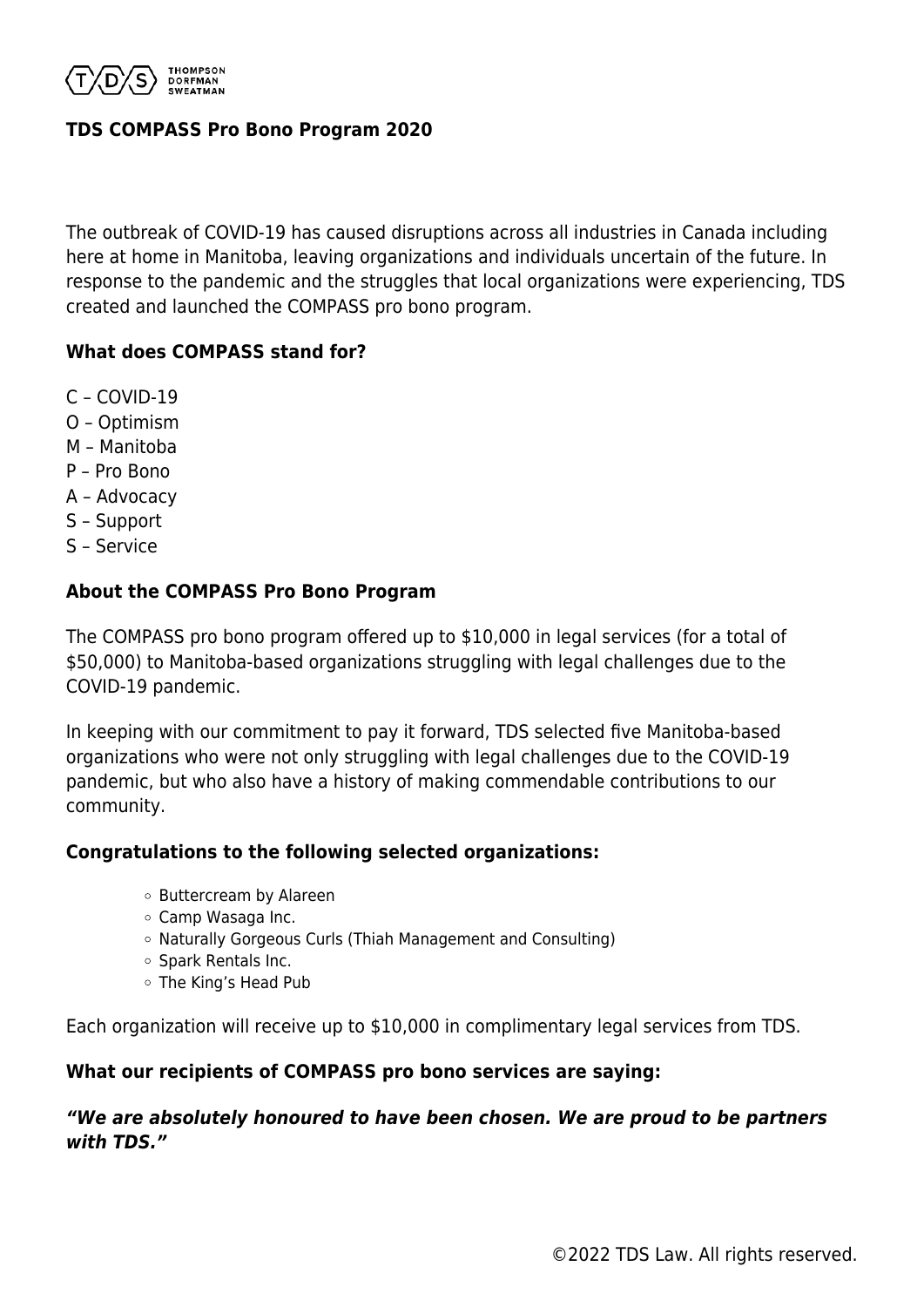THOMPSON DORFMAN SWEATMAN

# TDS COMPASS Pro Bono Program 2020

The outbreak of COVID-19 has caused disruptions across all industries in Canada including here at home in Manitoba, leaving organizations and individuals uncertain of the future. In response to the pandemic and the struggles that local organizations were experiencing, TDS created and launched the COMPASS pro bono program.

## What does COMPASS stand for?

C – COVID-19
O – Optimism
M – Manitoba
P – Pro Bono
A – Advocacy
S – Support
S – Service

## About the COMPASS Pro Bono Program

The COMPASS pro bono program offered up to $10,000 in legal services (for a total of $50,000) to Manitoba-based organizations struggling with legal challenges due to the COVID-19 pandemic.

In keeping with our commitment to pay it forward, TDS selected five Manitoba-based organizations who were not only struggling with legal challenges due to the COVID-19 pandemic, but who also have a history of making commendable contributions to our community.

## Congratulations to the following selected organizations:

- Buttercream by Alareen
- Camp Wasaga Inc.
- Naturally Gorgeous Curls (Thiah Management and Consulting)
- Spark Rentals Inc.
- The King's Head Pub

Each organization will receive up to $10,000 in complimentary legal services from TDS.

## What our recipients of COMPASS pro bono services are saying:

***"We are absolutely honoured to have been chosen. We are proud to be partners with TDS."***

©2022 TDS Law. All rights reserved.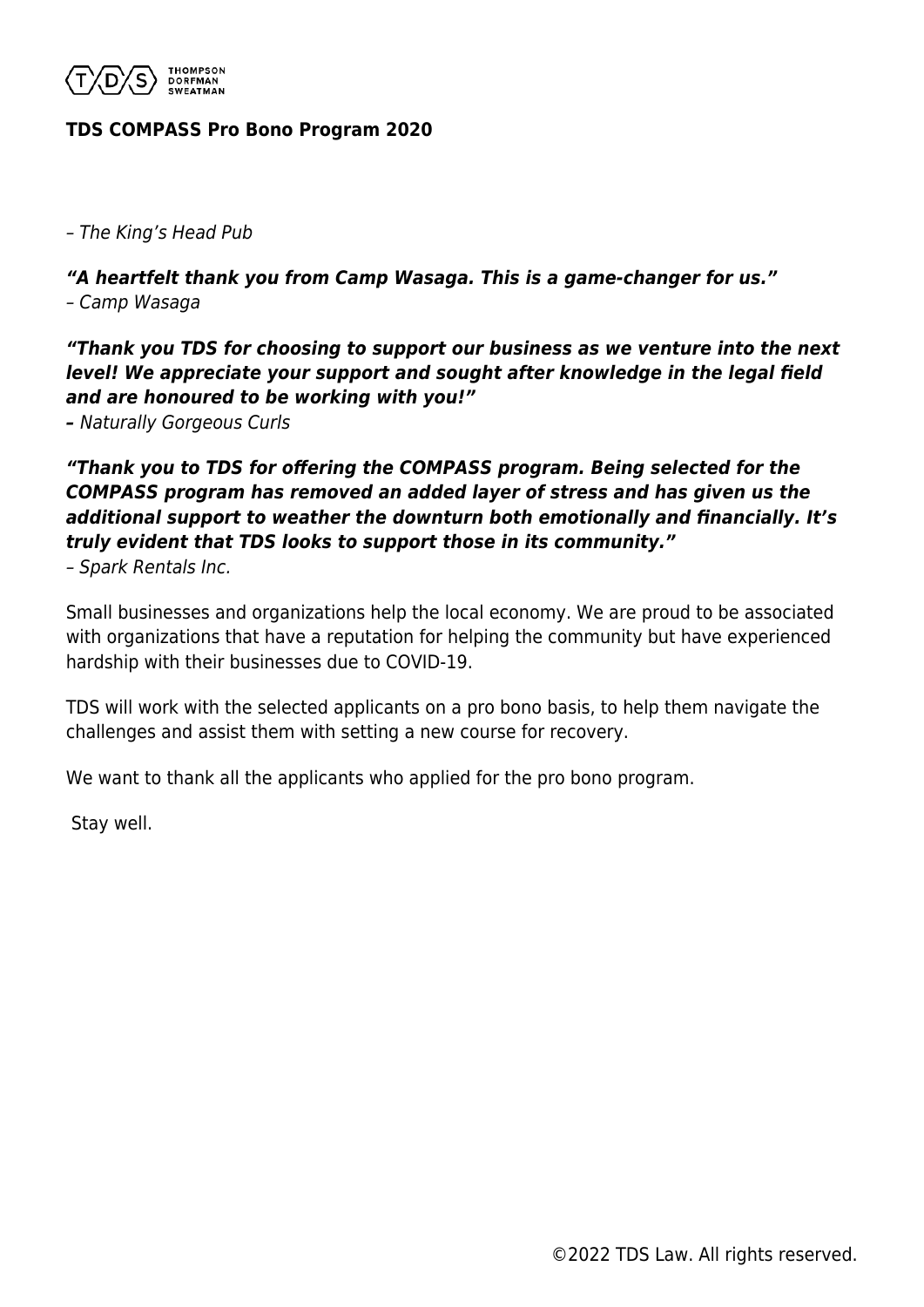– *The King's Head Pub*

***"A heartfelt thank you from Camp Wasaga. This is a game-changer for us."***
– *Camp Wasaga*

***"Thank you TDS for choosing to support our business as we venture into the next level! We appreciate your support and sought after knowledge in the legal field and are honoured to be working with you!"***
**–** *Naturally Gorgeous Curls*

***"Thank you to TDS for offering the COMPASS program. Being selected for the COMPASS program has removed an added layer of stress and has given us the additional support to weather the downturn both emotionally and financially. It's truly evident that TDS looks to support those in its community."***
– *Spark Rentals Inc.*

Small businesses and organizations help the local economy. We are proud to be associated with organizations that have a reputation for helping the community but have experienced hardship with their businesses due to COVID-19.

TDS will work with the selected applicants on a pro bono basis, to help them navigate the challenges and assist them with setting a new course for recovery.

We want to thank all the applicants who applied for the pro bono program.

Stay well.